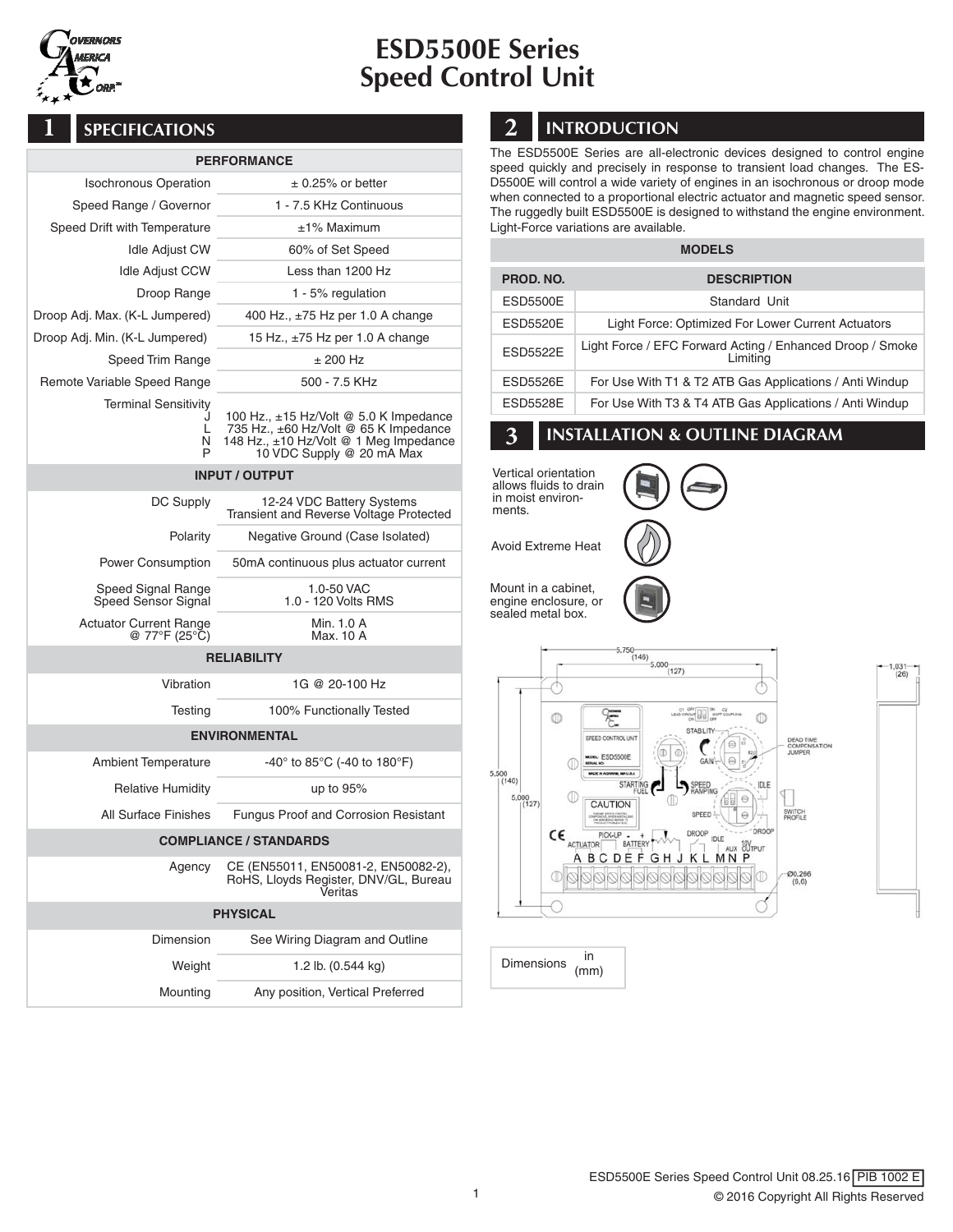# ESD5500E Series Speed Control Unit

## 1 SPECIFICATIONS

| PERFORMANCE | |
|---|---|
| Isochronous Operation | ± 0.25% or better |
| Speed Range / Governor | 1 - 7.5 KHz Continuous |
| Speed Drift with Temperature | ±1% Maximum |
| Idle Adjust CW | 60% of Set Speed |
| Idle Adjust CCW | Less than 1200 Hz |
| Droop Range | 1 - 5% regulation |
| Droop Adj. Max. (K-L Jumpered) | 400 Hz., ±75 Hz per 1.0 A change |
| Droop Adj. Min. (K-L Jumpered) | 15 Hz., ±75 Hz per 1.0 A change |
| Speed Trim Range | ± 200 Hz |
| Remote Variable Speed Range | 500 - 7.5 KHz |
| Terminal Sensitivity J | 100 Hz., ±15 Hz/Volt @ 5.0 K Impedance |
| L | 735 Hz., ±60 Hz/Volt @ 65 K Impedance |
| N | 148 Hz., ±10 Hz/Volt @ 1 Meg Impedance |
| P | 10 VDC Supply @ 20 mA Max |
| **INPUT / OUTPUT** | |
| DC Supply | 12-24 VDC Battery Systems Transient and Reverse Voltage Protected |
| Polarity | Negative Ground (Case Isolated) |
| Power Consumption | 50mA continuous plus actuator current |
| Speed Signal Range Speed Sensor Signal | 1.0-50 VAC 1.0 - 120 Volts RMS |
| Actuator Current Range @ 77°F (25°C) | Min. 1.0 A Max. 10 A |
| **RELIABILITY** | |
| Vibration | 1G @ 20-100 Hz |
| Testing | 100% Functionally Tested |
| **ENVIRONMENTAL** | |
| Ambient Temperature | -40° to 85°C (-40 to 180°F) |
| Relative Humidity | up to 95% |
| All Surface Finishes | Fungus Proof and Corrosion Resistant |
| **COMPLIANCE / STANDARDS** | |
| Agency | CE (EN55011, EN50081-2, EN50082-2), RoHS, Lloyds Register, DNV/GL, Bureau Veritas |
| **PHYSICAL** | |
| Dimension | See Wiring Diagram and Outline |
| Weight | 1.2 lb. (0.544 kg) |
| Mounting | Any position, Vertical Preferred |

## 2 INTRODUCTION

The ESD5500E Series are all-electronic devices designed to control engine speed quickly and precisely in response to transient load changes. The ESD5500E will control a wide variety of engines in an isochronous or droop mode when connected to a proportional electric actuator and magnetic speed sensor. The ruggedly built ESD5500E is designed to withstand the engine environment. Light-Force variations are available.

| PROD. NO. | DESCRIPTION |
|---|---|
| ESD5500E | Standard Unit |
| ESD5520E | Light Force: Optimized For Lower Current Actuators |
| ESD5522E | Light Force / EFC Forward Acting / Enhanced Droop / Smoke Limiting |
| ESD5526E | For Use With T1 & T2 ATB Gas Applications / Anti Windup |
| ESD5528E | For Use With T3 & T4 ATB Gas Applications / Anti Windup |

## 3 INSTALLATION & OUTLINE DIAGRAM

Vertical orientation allows fluids to drain in moist environments.

Avoid Extreme Heat

Mount in a cabinet, engine enclosure, or sealed metal box.

Dimensions: 5.750 (146); 5.000 (127); 5.500 (140); 5.000 (127); 1.031 (26); Ø0.266 (6.6)

Labels: SPEED CONTROL UNIT, MODEL: ESD5500E, C1 OFF LEAD CIRCUIT ON, C2 ON SOFT COUPLING OFF, STABILITY, GAIN, STARTING FUEL, SPEED RAMPING, IDLE, SPEED, DROOP, DEAD TIME COMPENSATION JUMPER, SWITCH PROFILE, CAUTION, ACTUATOR, BATTERY, PICK-UP, DROOP, IDLE, AUX, 10V OUTPUT, A B C D E F G H J K L M N P

| Dimensions | in (mm) |
|---|---|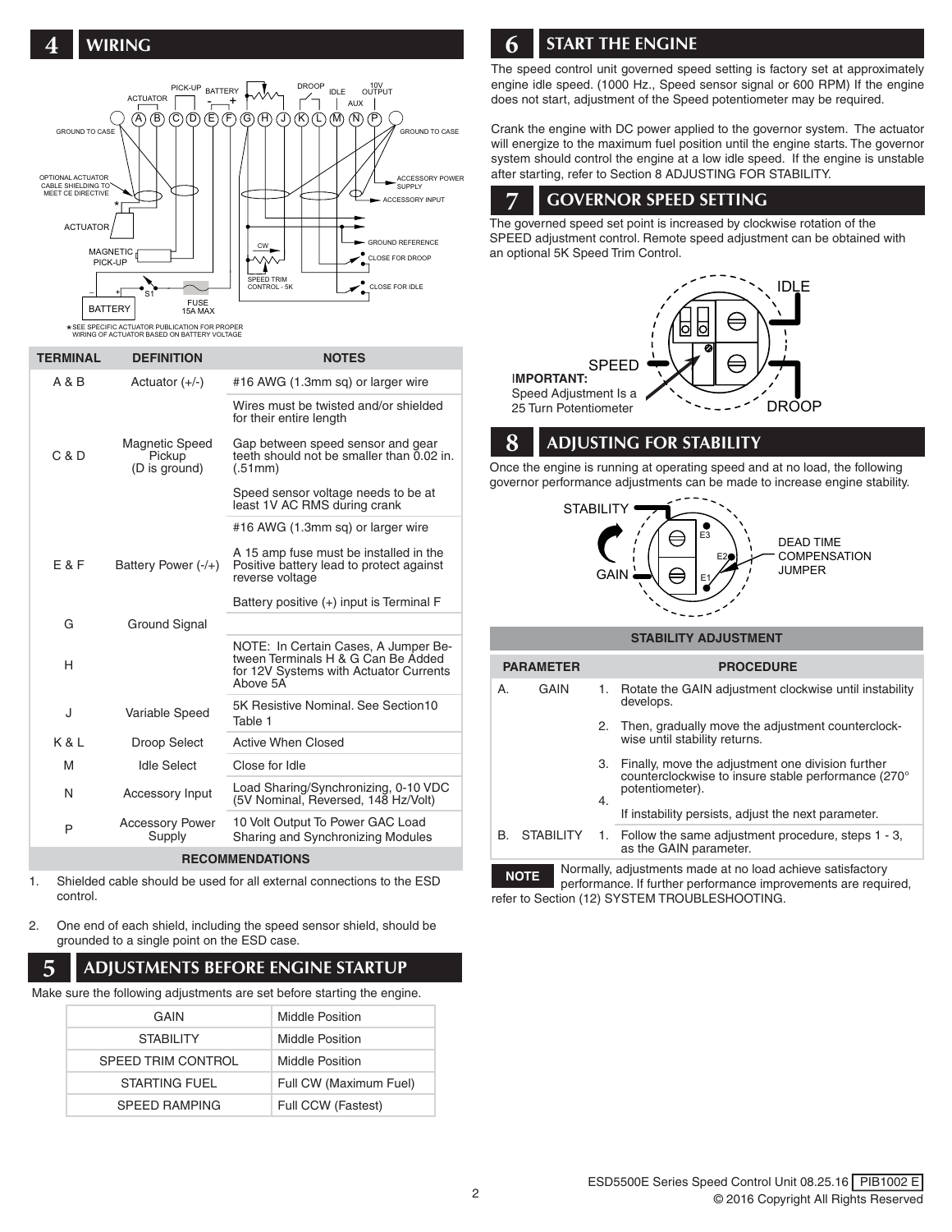## 4 WIRING

★SEE SPECIFIC ACTUATOR PUBLICATION FOR PROPER WIRING OF ACTUATOR BASED ON BATTERY VOLTAGE

| TERMINAL | DEFINITION | NOTES |
|---|---|---|
| A & B | Actuator (+/-) | #16 AWG (1.3mm sq) or larger wire |
| | | Wires must be twisted and/or shielded for their entire length |
| C & D | Magnetic Speed Pickup (D is ground) | Gap between speed sensor and gear teeth should not be smaller than 0.02 in. (.51mm) |
| | | Speed sensor voltage needs to be at least 1V AC RMS during crank |
| E & F | Battery Power (-/+) | #16 AWG (1.3mm sq) or larger wire |
| | | A 15 amp fuse must be installed in the Positive battery lead to protect against reverse voltage |
| | | Battery positive (+) input is Terminal F |
| G | Ground Signal | |
| H | | NOTE: In Certain Cases, A Jumper Between Terminals H & G Can Be Added for 12V Systems with Actuator Currents Above 5A |
| J | Variable Speed | 5K Resistive Nominal. See Section10 Table 1 |
| K & L | Droop Select | Active When Closed |
| M | Idle Select | Close for Idle |
| N | Accessory Input | Load Sharing/Synchronizing, 0-10 VDC (5V Nominal, Reversed, 148 Hz/Volt) |
| P | Accessory Power Supply | 10 Volt Output To Power GAC Load Sharing and Synchronizing Modules |

**RECOMMENDATIONS**

1. Shielded cable should be used for all external connections to the ESD control.
2. One end of each shield, including the speed sensor shield, should be grounded to a single point on the ESD case.

## 5 ADJUSTMENTS BEFORE ENGINE STARTUP

Make sure the following adjustments are set before starting the engine.

| | |
|---|---|
| GAIN | Middle Position |
| STABILITY | Middle Position |
| SPEED TRIM CONTROL | Middle Position |
| STARTING FUEL | Full CW (Maximum Fuel) |
| SPEED RAMPING | Full CCW (Fastest) |

## 6 START THE ENGINE

The speed control unit governed speed setting is factory set at approximately engine idle speed. (1000 Hz., Speed sensor signal or 600 RPM) If the engine does not start, adjustment of the Speed potentiometer may be required.

Crank the engine with DC power applied to the governor system. The actuator will energize to the maximum fuel position until the engine starts. The governor system should control the engine at a low idle speed. If the engine is unstable after starting, refer to Section 8 ADJUSTING FOR STABILITY.

## 7 GOVERNOR SPEED SETTING

The governed speed set point is increased by clockwise rotation of the SPEED adjustment control. Remote speed adjustment can be obtained with an optional 5K Speed Trim Control.

**IMPORTANT:** Speed Adjustment Is a 25 Turn Potentiometer

## 8 ADJUSTING FOR STABILITY

Once the engine is running at operating speed and at no load, the following governor performance adjustments can be made to increase engine stability.

**STABILITY ADJUSTMENT**

| PARAMETER | | PROCEDURE |
|---|---|---|
| A. GAIN | 1. | Rotate the GAIN adjustment clockwise until instability develops. |
| | 2. | Then, gradually move the adjustment counterclockwise until stability returns. |
| | 3. | Finally, move the adjustment one division further counterclockwise to insure stable performance (270° potentiometer). |
| | 4. | If instability persists, adjust the next parameter. |
| B. STABILITY | 1. | Follow the same adjustment procedure, steps 1 - 3, as the GAIN parameter. |

**NOTE** Normally, adjustments made at no load achieve satisfactory performance. If further performance improvements are required, refer to Section (12) SYSTEM TROUBLESHOOTING.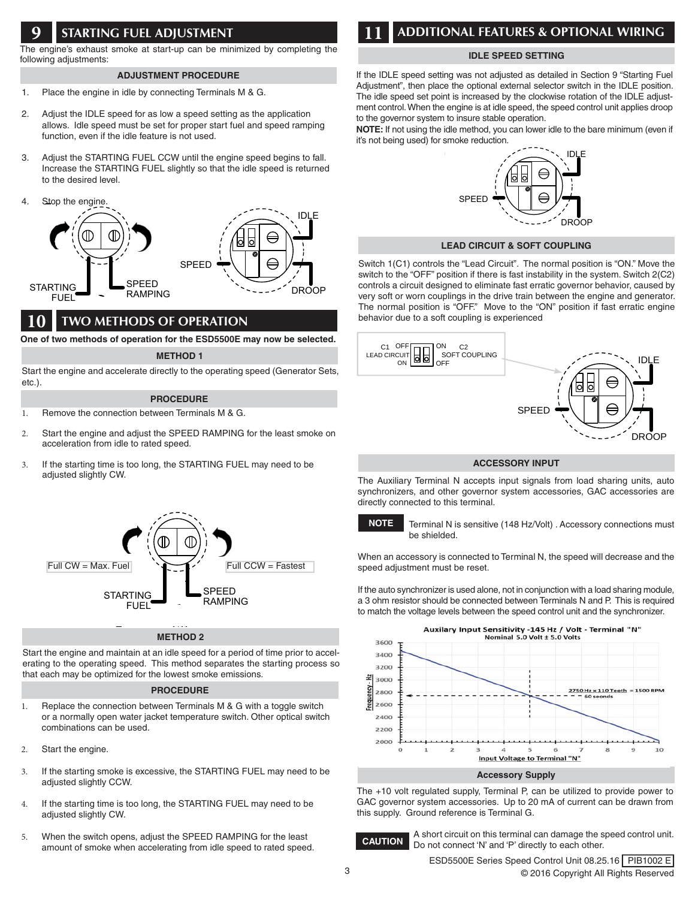## 9 STARTING FUEL ADJUSTMENT

The engine's exhaust smoke at start-up can be minimized by completing the following adjustments:

### ADJUSTMENT PROCEDURE

1. Place the engine in idle by connecting Terminals M & G.
2. Adjust the IDLE speed for as low a speed setting as the application allows. Idle speed must be set for proper start fuel and speed ramping function, even if the idle feature is not used.
3. Adjust the STARTING FUEL CCW until the engine speed begins to fall. Increase the STARTING FUEL slightly so that the idle speed is returned to the desired level.
4. Stop the engine.

## 10 TWO METHODS OF OPERATION

**One of two methods of operation for the ESD5500E may now be selected.**

### METHOD 1

Start the engine and accelerate directly to the operating speed (Generator Sets, etc.).

### PROCEDURE

1. Remove the connection between Terminals M & G.
2. Start the engine and adjust the SPEED RAMPING for the least smoke on acceleration from idle to rated speed.
3. If the starting time is too long, the STARTING FUEL may need to be adjusted slightly CW.

Full CW = Max. Fuel

Full CCW = Fastest

### METHOD 2

Start the engine and maintain at an idle speed for a period of time prior to accelerating to the operating speed. This method separates the starting process so that each may be optimized for the lowest smoke emissions.

### PROCEDURE

1. Replace the connection between Terminals M & G with a toggle switch or a normally open water jacket temperature switch. Other optical switch combinations can be used.
2. Start the engine.
3. If the starting smoke is excessive, the STARTING FUEL may need to be adjusted slightly CCW.
4. If the starting time is too long, the STARTING FUEL may need to be adjusted slightly CW.
5. When the switch opens, adjust the SPEED RAMPING for the least amount of smoke when accelerating from idle speed to rated speed.

## 11 ADDITIONAL FEATURES & OPTIONAL WIRING

### IDLE SPEED SETTING

If the IDLE speed setting was not adjusted as detailed in Section 9 "Starting Fuel Adjustment", then place the optional external selector switch in the IDLE position. The idle speed set point is increased by the clockwise rotation of the IDLE adjustment control. When the engine is at idle speed, the speed control unit applies droop to the governor system to insure stable operation.

**NOTE:** If not using the idle method, you can lower idle to the bare minimum (even if it's not being used) for smoke reduction.

### LEAD CIRCUIT & SOFT COUPLING

Switch 1(C1) controls the "Lead Circuit". The normal position is "ON." Move the switch to the "OFF" position if there is fast instability in the system. Switch 2(C2) controls a circuit designed to eliminate fast erratic governor behavior, caused by very soft or worn couplings in the drive train between the engine and generator. The normal position is "OFF." Move to the "ON" position if fast erratic engine behavior due to a soft coupling is experienced

### ACCESSORY INPUT

The Auxiliary Terminal N accepts input signals from load sharing units, auto synchronizers, and other governor system accessories, GAC accessories are directly connected to this terminal.

**NOTE** Terminal N is sensitive (148 Hz/Volt) . Accessory connections must be shielded.

When an accessory is connected to Terminal N, the speed will decrease and the speed adjustment must be reset.

If the auto synchronizer is used alone, not in conjunction with a load sharing module, a 3 ohm resistor should be connected between Terminals N and P. This is required to match the voltage levels between the speed control unit and the synchronizer.

### Accessory Supply

The +10 volt regulated supply, Terminal P, can be utilized to provide power to GAC governor system accessories. Up to 20 mA of current can be drawn from this supply. Ground reference is Terminal G.

**CAUTION** A short circuit on this terminal can damage the speed control unit. Do not connect 'N' and 'P' directly to each other.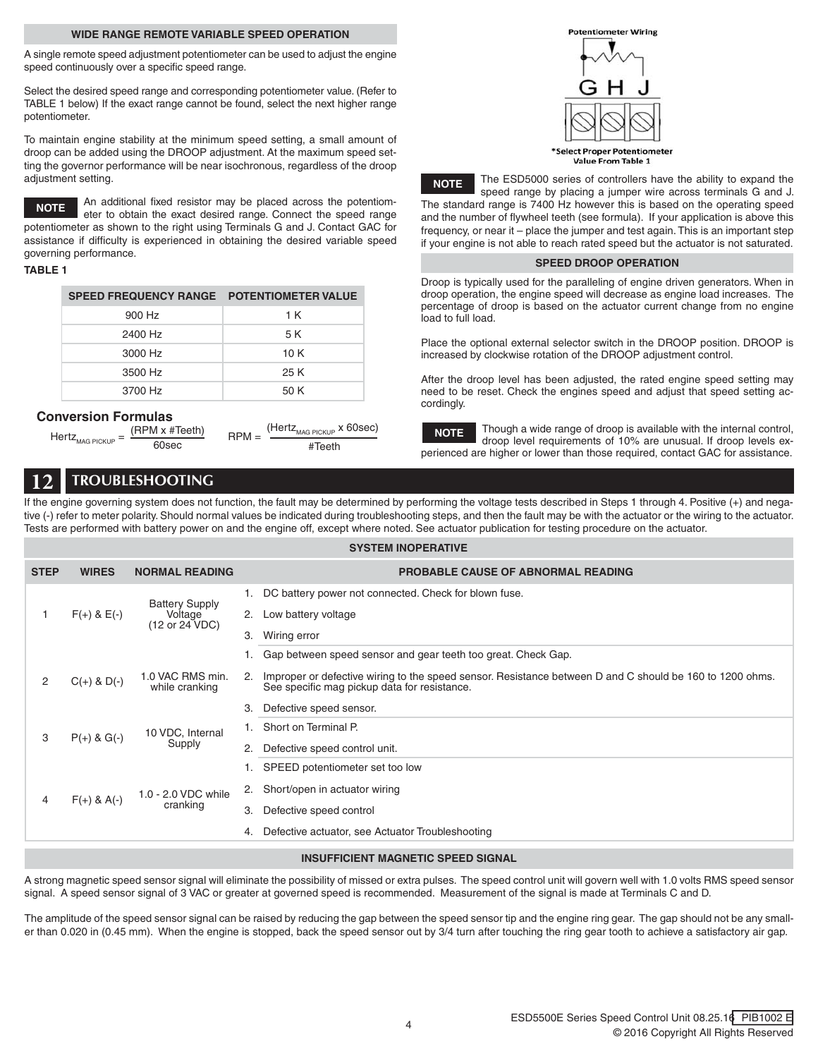### WIDE RANGE REMOTE VARIABLE SPEED OPERATION

A single remote speed adjustment potentiometer can be used to adjust the engine speed continuously over a specific speed range.

Select the desired speed range and corresponding potentiometer value. (Refer to TABLE 1 below) If the exact range cannot be found, select the next higher range potentiometer.

To maintain engine stability at the minimum speed setting, a small amount of droop can be added using the DROOP adjustment. At the maximum speed setting the governor performance will be near isochronous, regardless of the droop adjustment setting.

**NOTE** An additional fixed resistor may be placed across the potentiometer to obtain the exact desired range. Connect the speed range potentiometer as shown to the right using Terminals G and J. Contact GAC for assistance if difficulty is experienced in obtaining the desired variable speed governing performance.

**TABLE 1**

| SPEED FREQUENCY RANGE | POTENTIOMETER VALUE |
|---|---|
| 900 Hz | 1 K |
| 2400 Hz | 5 K |
| 3000 Hz | 10 K |
| 3500 Hz | 25 K |
| 3700 Hz | 50 K |

**Conversion Formulas**

$$\text{Hertz}_{\text{MAG PICKUP}} = \frac{(\text{RPM x \#Teeth})}{60\text{sec}} \qquad \text{RPM} = \frac{(\text{Hertz}_{\text{MAG PICKUP}} \text{ x } 60\text{sec})}{\text{\#Teeth}}$$

Potentiometer Wiring

G H J

*Select Proper Potentiometer Value From Table 1

**NOTE** The ESD5000 series of controllers have the ability to expand the speed range by placing a jumper wire across terminals G and J. The standard range is 7400 Hz however this is based on the operating speed and the number of flywheel teeth (see formula). If your application is above this frequency, or near it – place the jumper and test again. This is an important step if your engine is not able to reach rated speed but the actuator is not saturated.

### SPEED DROOP OPERATION

Droop is typically used for the paralleling of engine driven generators. When in droop operation, the engine speed will decrease as engine load increases. The percentage of droop is based on the actuator current change from no engine load to full load.

Place the optional external selector switch in the DROOP position. DROOP is increased by clockwise rotation of the DROOP adjustment control.

After the droop level has been adjusted, the rated engine speed setting may need to be reset. Check the engines speed and adjust that speed setting accordingly.

**NOTE** Though a wide range of droop is available with the internal control, droop level requirements of 10% are unusual. If droop levels experienced are higher or lower than those required, contact GAC for assistance.

## 12 TROUBLESHOOTING

If the engine governing system does not function, the fault may be determined by performing the voltage tests described in Steps 1 through 4. Positive (+) and negative (-) refer to meter polarity. Should normal values be indicated during troubleshooting steps, and then the fault may be with the actuator or the wiring to the actuator. Tests are performed with battery power on and the engine off, except where noted. See actuator publication for testing procedure on the actuator.

**SYSTEM INOPERATIVE**

| STEP | WIRES | NORMAL READING | PROBABLE CAUSE OF ABNORMAL READING |
|---|---|---|---|
| 1 | F(+) & E(-) | Battery Supply Voltage (12 or 24 VDC) | 1. DC battery power not connected. Check for blown fuse.<br>2. Low battery voltage<br>3. Wiring error |
| 2 | C(+) & D(-) | 1.0 VAC RMS min. while cranking | 1. Gap between speed sensor and gear teeth too great. Check Gap.<br>2. Improper or defective wiring to the speed sensor. Resistance between D and C should be 160 to 1200 ohms. See specific mag pickup data for resistance.<br>3. Defective speed sensor. |
| 3 | P(+) & G(-) | 10 VDC, Internal Supply | 1. Short on Terminal P.<br>2. Defective speed control unit. |
| 4 | F(+) & A(-) | 1.0 - 2.0 VDC while cranking | 1. SPEED potentiometer set too low<br>2. Short/open in actuator wiring<br>3. Defective speed control<br>4. Defective actuator, see Actuator Troubleshooting |

### INSUFFICIENT MAGNETIC SPEED SIGNAL

A strong magnetic speed sensor signal will eliminate the possibility of missed or extra pulses. The speed control unit will govern well with 1.0 volts RMS speed sensor signal. A speed sensor signal of 3 VAC or greater at governed speed is recommended. Measurement of the signal is made at Terminals C and D.

The amplitude of the speed sensor signal can be raised by reducing the gap between the speed sensor tip and the engine ring gear. The gap should not be any smaller than 0.020 in (0.45 mm). When the engine is stopped, back the speed sensor out by 3/4 turn after touching the ring gear tooth to achieve a satisfactory air gap.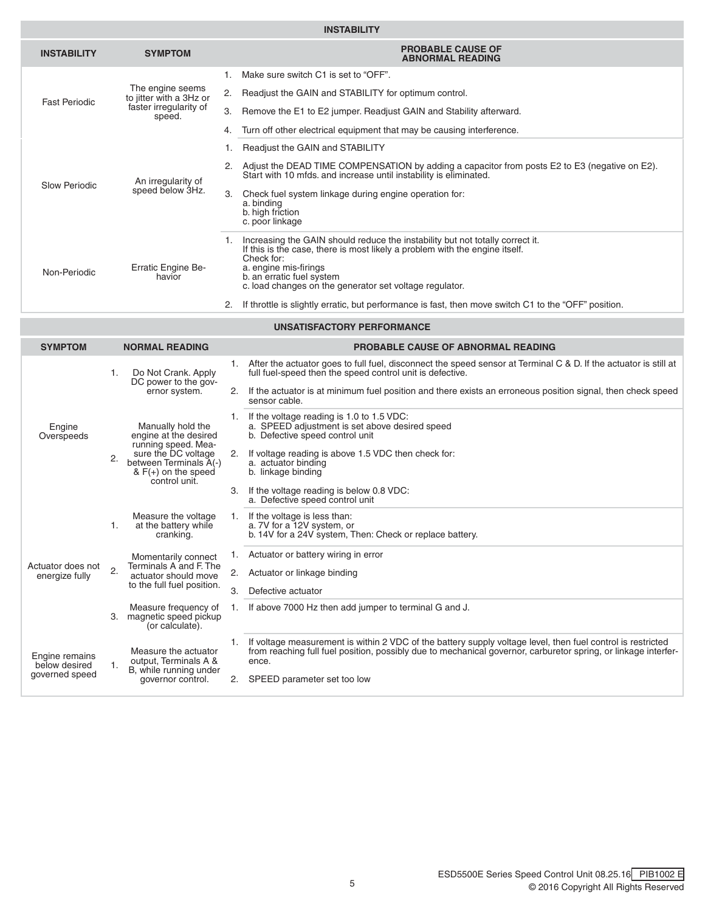## INSTABILITY

| INSTABILITY | SYMPTOM | PROBABLE CAUSE OF ABNORMAL READING |
|---|---|---|
| Fast Periodic | The engine seems to jitter with a 3Hz or faster irregularity of speed. | 1. Make sure switch C1 is set to “OFF”.<br>2. Readjust the GAIN and STABILITY for optimum control.<br>3. Remove the E1 to E2 jumper. Readjust GAIN and Stability afterward.<br>4. Turn off other electrical equipment that may be causing interference. |
| Slow Periodic | An irregularity of speed below 3Hz. | 1. Readjust the GAIN and STABILITY<br>2. Adjust the DEAD TIME COMPENSATION by adding a capacitor from posts E2 to E3 (negative on E2). Start with 10 mfds. and increase until instability is eliminated.<br>3. Check fuel system linkage during engine operation for:<br>a. binding<br>b. high friction<br>c. poor linkage |
| Non-Periodic | Erratic Engine Behavior | 1. Increasing the GAIN should reduce the instability but not totally correct it. If this is the case, there is most likely a problem with the engine itself. Check for:<br>a. engine mis-firings<br>b. an erratic fuel system<br>c. load changes on the generator set voltage regulator.<br>2. If throttle is slightly erratic, but performance is fast, then move switch C1 to the “OFF” position. |

## UNSATISFACTORY PERFORMANCE

| SYMPTOM | NORMAL READING | PROBABLE CAUSE OF ABNORMAL READING |
|---|---|---|
| Engine Overspeeds | 1. Do Not Crank. Apply DC power to the governor system. | 1. After the actuator goes to full fuel, disconnect the speed sensor at Terminal C & D. If the actuator is still at full fuel-speed then the speed control unit is defective.<br>2. If the actuator is at minimum fuel position and there exists an erroneous position signal, then check speed sensor cable. |
| | 2. Manually hold the engine at the desired running speed. Measure the DC voltage between Terminals A(-) & F(+) on the speed control unit. | 1. If the voltage reading is 1.0 to 1.5 VDC:<br>a. SPEED adjustment is set above desired speed<br>b. Defective speed control unit<br>2. If voltage reading is above 1.5 VDC then check for:<br>a. actuator binding<br>b. linkage binding<br>3. If the voltage reading is below 0.8 VDC:<br>a. Defective speed control unit |
| Actuator does not energize fully | 1. Measure the voltage at the battery while cranking. | 1. If the voltage is less than:<br>a. 7V for a 12V system, or<br>b. 14V for a 24V system, Then: Check or replace battery. |
| | 2. Momentarily connect Terminals A and F. The actuator should move to the full fuel position. | 1. Actuator or battery wiring in error<br>2. Actuator or linkage binding<br>3. Defective actuator |
| | 3. Measure frequency of magnetic speed pickup (or calculate). | 1. If above 7000 Hz then add jumper to terminal G and J. |
| Engine remains below desired governed speed | 1. Measure the actuator output, Terminals A & B, while running under governor control. | 1. If voltage measurement is within 2 VDC of the battery supply voltage level, then fuel control is restricted from reaching full fuel position, possibly due to mechanical governor, carburetor spring, or linkage interference.<br>2. SPEED parameter set too low |

ESD5500E Series Speed Control Unit 08.25.16 PIB1002 E
© 2016 Copyright All Rights Reserved